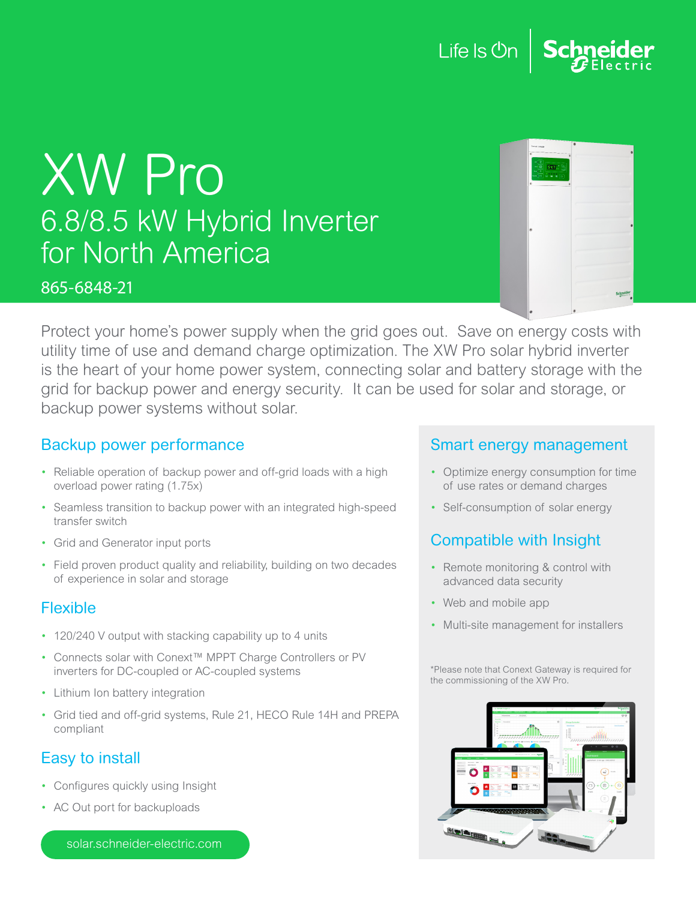Life Is On | Schneider Electric

# XW Pro

## 6.8/8.5 kW Hybrid Inverter for North America

865-6848-21

Protect your home's power supply when the grid goes out. Save on energy costs with utility time of use and demand charge optimization. The XW Pro solar hybrid inverter is the heart of your home power system, connecting solar and battery storage with the grid for backup power and energy security. It can be used for solar and storage, or backup power systems without solar.

### Backup power performance

- Reliable operation of backup power and off-grid loads with a high overload power rating (1.75x)
- Seamless transition to backup power with an integrated high-speed transfer switch
- Grid and Generator input ports
- Field proven product quality and reliability, building on two decades of experience in solar and storage

### Flexible

- 120/240 V output with stacking capability up to 4 units
- Connects solar with Conext™ MPPT Charge Controllers or PV inverters for DC-coupled or AC-coupled systems
- Lithium Ion battery integration
- Grid tied and off-grid systems, Rule 21, HECO Rule 14H and PREPA compliant

### Easy to install

- Configures quickly using Insight
- AC Out port for backuploads

solar.schneider-electric.com

### Smart energy management

- Optimize energy consumption for time of use rates or demand charges
- Self-consumption of solar energy

### Compatible with Insight

- Remote monitoring & control with advanced data security
- Web and mobile app
- Multi-site management for installers

*Please note that Conext Gateway is required for the commissioning of the XW Pro.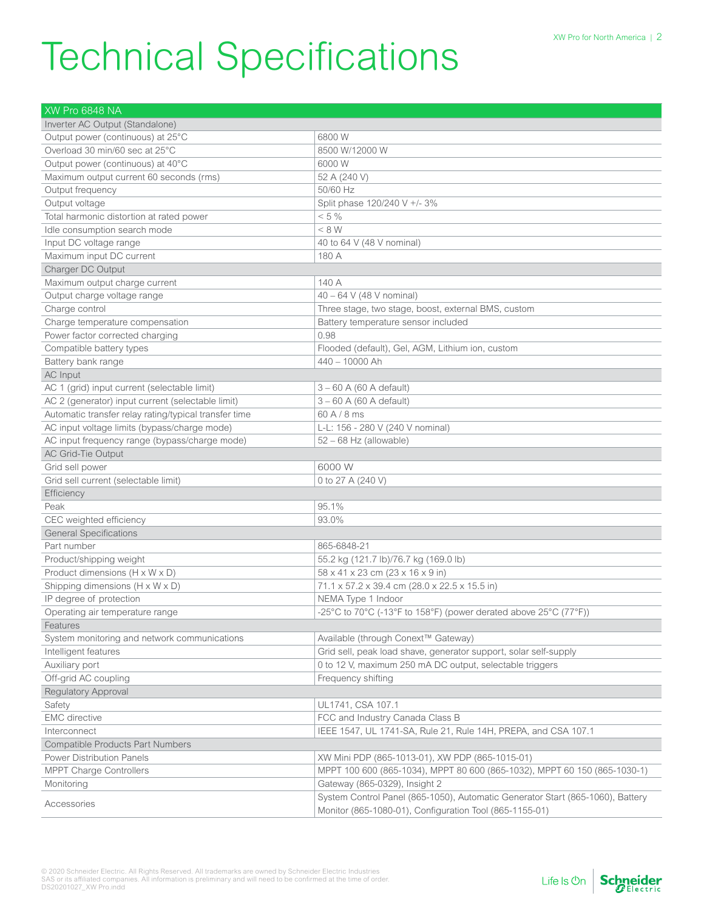# Technical Specifications

| XW Pro 6848 NA | |
|---|---|
| **Inverter AC Output (Standalone)** | |
| Output power (continuous) at 25°C | 6800 W |
| Overload 30 min/60 sec at 25°C | 8500 W/12000 W |
| Output power (continuous) at 40°C | 6000 W |
| Maximum output current 60 seconds (rms) | 52 A (240 V) |
| Output frequency | 50/60 Hz |
| Output voltage | Split phase 120/240 V +/- 3% |
| Total harmonic distortion at rated power | < 5 % |
| Idle consumption search mode | < 8 W |
| Input DC voltage range | 40 to 64 V (48 V nominal) |
| Maximum input DC current | 180 A |
| **Charger DC Output** | |
| Maximum output charge current | 140 A |
| Output charge voltage range | 40 – 64 V (48 V nominal) |
| Charge control | Three stage, two stage, boost, external BMS, custom |
| Charge temperature compensation | Battery temperature sensor included |
| Power factor corrected charging | 0.98 |
| Compatible battery types | Flooded (default), Gel, AGM, Lithium ion, custom |
| Battery bank range | 440 – 10000 Ah |
| **AC Input** | |
| AC 1 (grid) input current (selectable limit) | 3 – 60 A (60 A default) |
| AC 2 (generator) input current (selectable limit) | 3 – 60 A (60 A default) |
| Automatic transfer relay rating/typical transfer time | 60 A / 8 ms |
| AC input voltage limits (bypass/charge mode) | L-L: 156 - 280 V (240 V nominal) |
| AC input frequency range (bypass/charge mode) | 52 – 68 Hz (allowable) |
| **AC Grid-Tie Output** | |
| Grid sell power | 6000 W |
| Grid sell current (selectable limit) | 0 to 27 A (240 V) |
| **Efficiency** | |
| Peak | 95.1% |
| CEC weighted efficiency | 93.0% |
| **General Specifications** | |
| Part number | 865-6848-21 |
| Product/shipping weight | 55.2 kg (121.7 lb)/76.7 kg (169.0 lb) |
| Product dimensions (H x W x D) | 58 x 41 x 23 cm (23 x 16 x 9 in) |
| Shipping dimensions (H x W x D) | 71.1 x 57.2 x 39.4 cm (28.0 x 22.5 x 15.5 in) |
| IP degree of protection | NEMA Type 1 Indoor |
| Operating air temperature range | -25°C to 70°C (-13°F to 158°F) (power derated above 25°C (77°F)) |
| **Features** | |
| System monitoring and network communications | Available (through Conext™ Gateway) |
| Intelligent features | Grid sell, peak load shave, generator support, solar self-supply |
| Auxiliary port | 0 to 12 V, maximum 250 mA DC output, selectable triggers |
| Off-grid AC coupling | Frequency shifting |
| **Regulatory Approval** | |
| Safety | UL1741, CSA 107.1 |
| EMC directive | FCC and Industry Canada Class B |
| Interconnect | IEEE 1547, UL 1741-SA, Rule 21, Rule 14H, PREPA, and CSA 107.1 |
| **Compatible Products Part Numbers** | |
| Power Distribution Panels | XW Mini PDP (865-1013-01), XW PDP (865-1015-01) |
| MPPT Charge Controllers | MPPT 100 600 (865-1034), MPPT 80 600 (865-1032), MPPT 60 150 (865-1030-1) |
| Monitoring | Gateway (865-0329), Insight 2 |
| Accessories | System Control Panel (865-1050), Automatic Generator Start (865-1060), Battery Monitor (865-1080-01), Configuration Tool (865-1155-01) |

© 2020 Schneider Electric. All Rights Reserved. All trademarks are owned by Schneider Electric Industries SAS or its affiliated companies. All information is preliminary and will need to be confirmed at the time of order.
DS20201027_XW Pro.indd

Life Is On | Schneider Electric